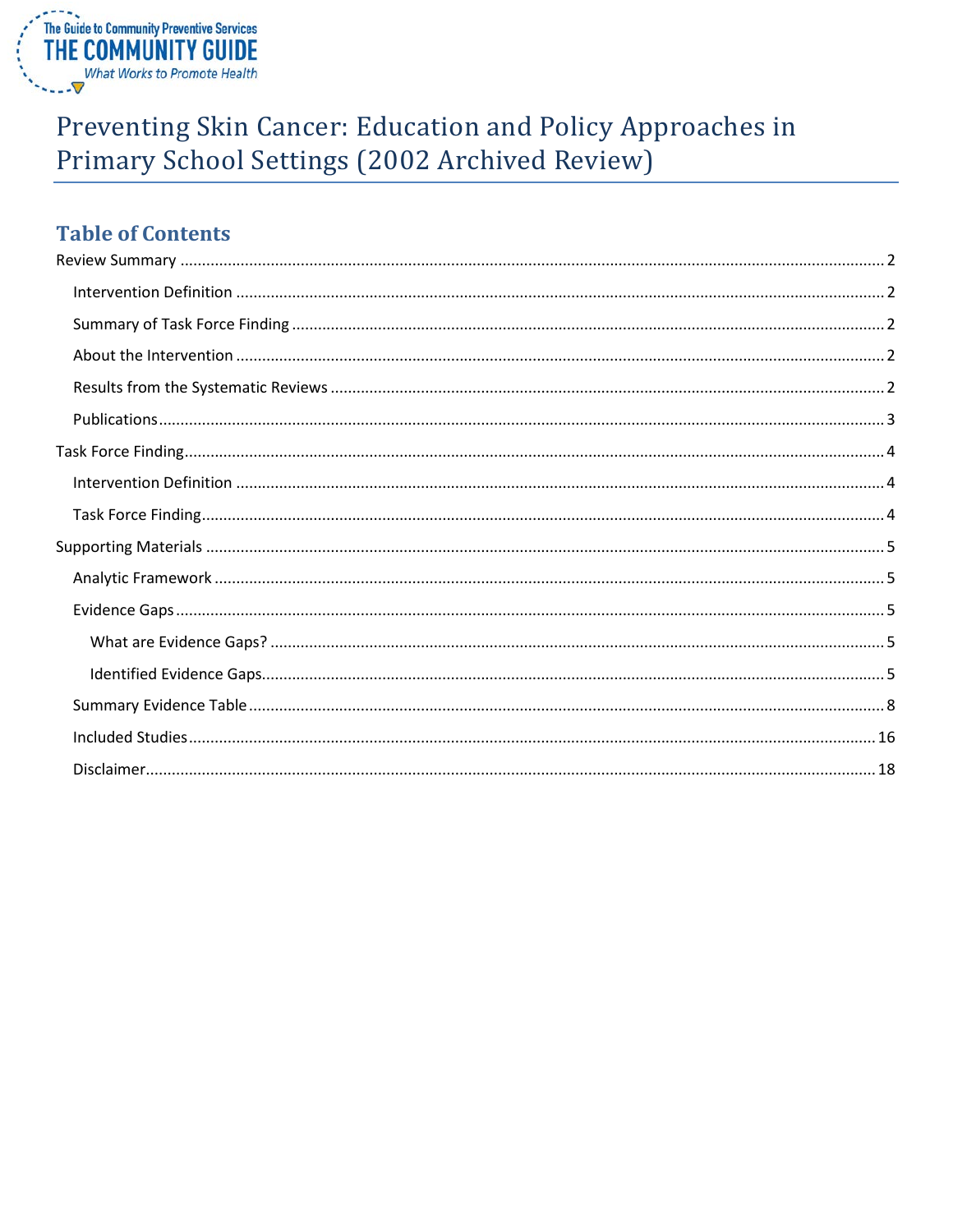The Guide to Community Preventive Services
THE COMMUNITY GUIDE
*What Works to Promote Health*

# Preventing Skin Cancer: Education and Policy Approaches in Primary School Settings (2002 Archived Review)

## Table of Contents

- Review Summary ..... 2
  - Intervention Definition ..... 2
  - Summary of Task Force Finding ..... 2
  - About the Intervention ..... 2
  - Results from the Systematic Reviews ..... 2
  - Publications ..... 3
- Task Force Finding ..... 4
  - Intervention Definition ..... 4
  - Task Force Finding ..... 4
- Supporting Materials ..... 5
  - Analytic Framework ..... 5
  - Evidence Gaps ..... 5
    - What are Evidence Gaps? ..... 5
    - Identified Evidence Gaps ..... 5
  - Summary Evidence Table ..... 8
  - Included Studies ..... 16
  - Disclaimer ..... 18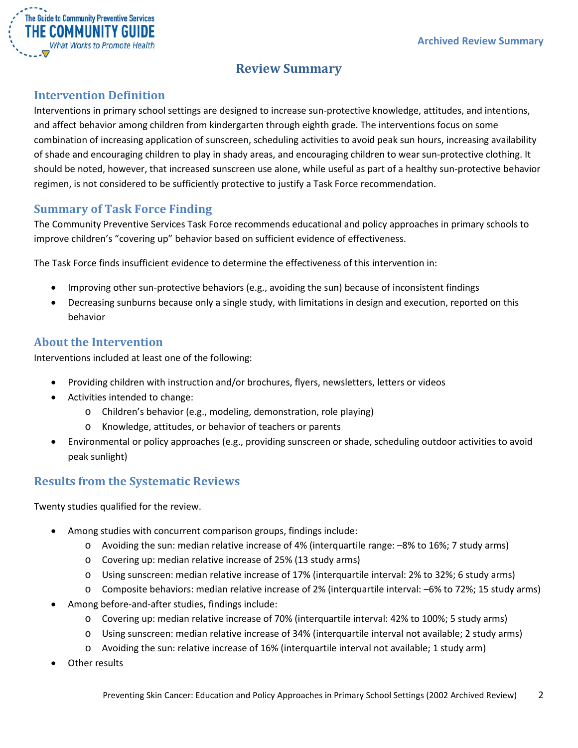## Review Summary

### Intervention Definition

Interventions in primary school settings are designed to increase sun-protective knowledge, attitudes, and intentions, and affect behavior among children from kindergarten through eighth grade. The interventions focus on some combination of increasing application of sunscreen, scheduling activities to avoid peak sun hours, increasing availability of shade and encouraging children to play in shady areas, and encouraging children to wear sun-protective clothing. It should be noted, however, that increased sunscreen use alone, while useful as part of a healthy sun-protective behavior regimen, is not considered to be sufficiently protective to justify a Task Force recommendation.

### Summary of Task Force Finding

The Community Preventive Services Task Force recommends educational and policy approaches in primary schools to improve children's "covering up" behavior based on sufficient evidence of effectiveness.

The Task Force finds insufficient evidence to determine the effectiveness of this intervention in:

- Improving other sun-protective behaviors (e.g., avoiding the sun) because of inconsistent findings
- Decreasing sunburns because only a single study, with limitations in design and execution, reported on this behavior

### About the Intervention

Interventions included at least one of the following:

- Providing children with instruction and/or brochures, flyers, newsletters, letters or videos
- Activities intended to change:
  - Children's behavior (e.g., modeling, demonstration, role playing)
  - Knowledge, attitudes, or behavior of teachers or parents
- Environmental or policy approaches (e.g., providing sunscreen or shade, scheduling outdoor activities to avoid peak sunlight)

### Results from the Systematic Reviews

Twenty studies qualified for the review.

- Among studies with concurrent comparison groups, findings include:
  - Avoiding the sun: median relative increase of 4% (interquartile range: –8% to 16%; 7 study arms)
  - Covering up: median relative increase of 25% (13 study arms)
  - Using sunscreen: median relative increase of 17% (interquartile interval: 2% to 32%; 6 study arms)
  - Composite behaviors: median relative increase of 2% (interquartile interval: –6% to 72%; 15 study arms)
- Among before-and-after studies, findings include:
  - Covering up: median relative increase of 70% (interquartile interval: 42% to 100%; 5 study arms)
  - Using sunscreen: median relative increase of 34% (interquartile interval not available; 2 study arms)
  - Avoiding the sun: relative increase of 16% (interquartile interval not available; 1 study arm)
- Other results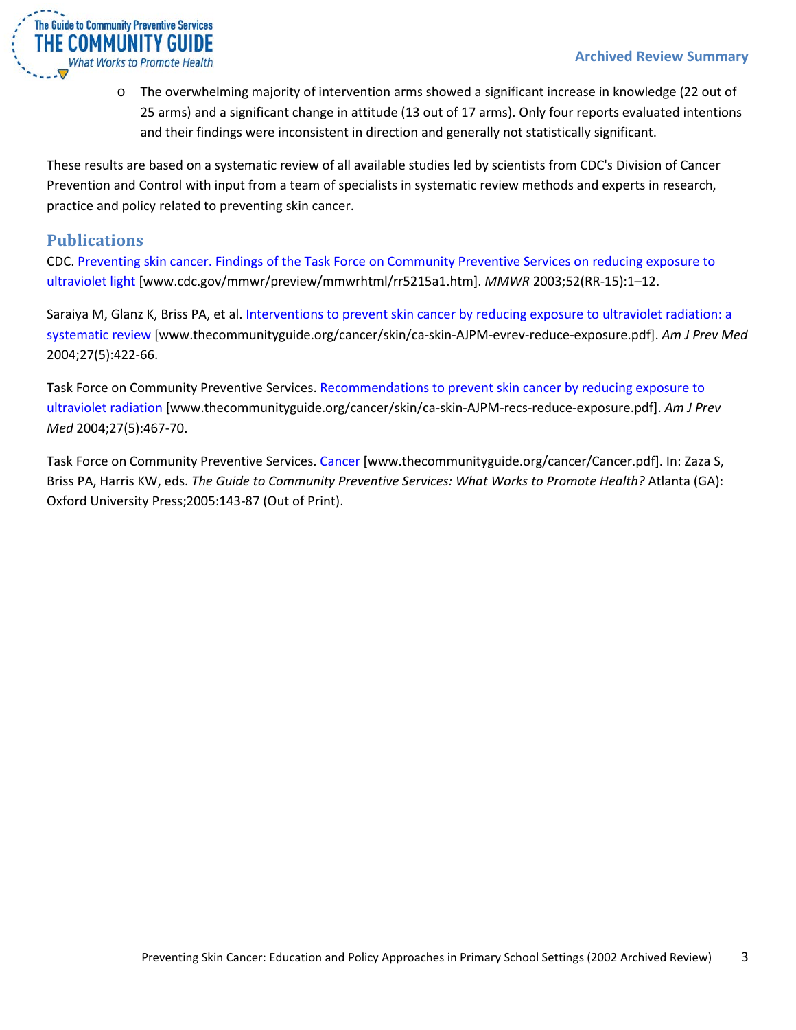- The overwhelming majority of intervention arms showed a significant increase in knowledge (22 out of 25 arms) and a significant change in attitude (13 out of 17 arms). Only four reports evaluated intentions and their findings were inconsistent in direction and generally not statistically significant.

These results are based on a systematic review of all available studies led by scientists from CDC's Division of Cancer Prevention and Control with input from a team of specialists in systematic review methods and experts in research, practice and policy related to preventing skin cancer.

## Publications

CDC. Preventing skin cancer. Findings of the Task Force on Community Preventive Services on reducing exposure to ultraviolet light [www.cdc.gov/mmwr/preview/mmwrhtml/rr5215a1.htm]. *MMWR* 2003;52(RR-15):1–12.

Saraiya M, Glanz K, Briss PA, et al. Interventions to prevent skin cancer by reducing exposure to ultraviolet radiation: a systematic review [www.thecommunityguide.org/cancer/skin/ca-skin-AJPM-evrev-reduce-exposure.pdf]. *Am J Prev Med* 2004;27(5):422-66.

Task Force on Community Preventive Services. Recommendations to prevent skin cancer by reducing exposure to ultraviolet radiation [www.thecommunityguide.org/cancer/skin/ca-skin-AJPM-recs-reduce-exposure.pdf]. *Am J Prev Med* 2004;27(5):467-70.

Task Force on Community Preventive Services. Cancer [www.thecommunityguide.org/cancer/Cancer.pdf]. In: Zaza S, Briss PA, Harris KW, eds. *The Guide to Community Preventive Services: What Works to Promote Health?* Atlanta (GA): Oxford University Press;2005:143-87 (Out of Print).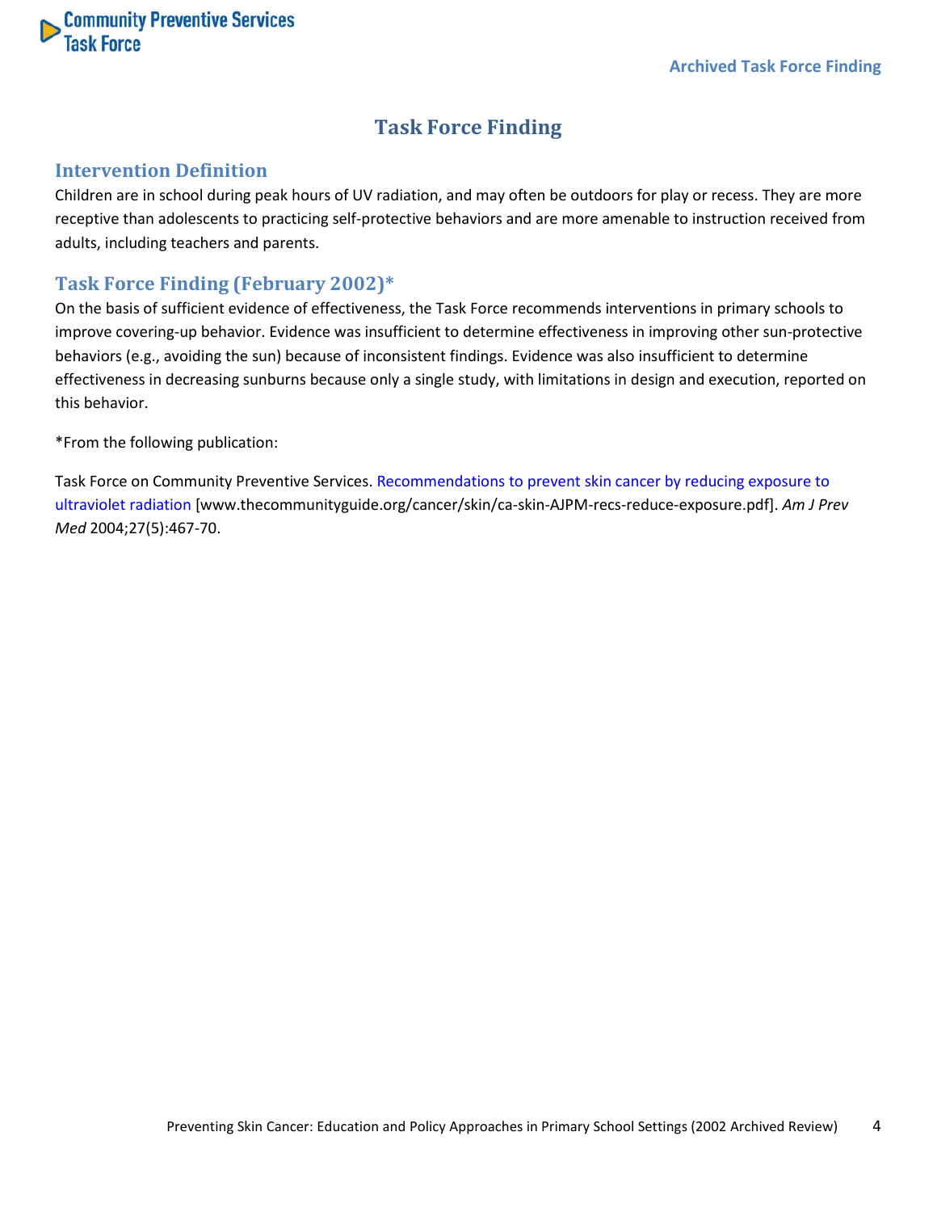# Task Force Finding

## Intervention Definition

Children are in school during peak hours of UV radiation, and may often be outdoors for play or recess. They are more receptive than adolescents to practicing self-protective behaviors and are more amenable to instruction received from adults, including teachers and parents.

## Task Force Finding (February 2002)*

On the basis of sufficient evidence of effectiveness, the Task Force recommends interventions in primary schools to improve covering-up behavior. Evidence was insufficient to determine effectiveness in improving other sun-protective behaviors (e.g., avoiding the sun) because of inconsistent findings. Evidence was also insufficient to determine effectiveness in decreasing sunburns because only a single study, with limitations in design and execution, reported on this behavior.

*From the following publication:

Task Force on Community Preventive Services. Recommendations to prevent skin cancer by reducing exposure to ultraviolet radiation [www.thecommunityguide.org/cancer/skin/ca-skin-AJPM-recs-reduce-exposure.pdf]. *Am J Prev Med* 2004;27(5):467-70.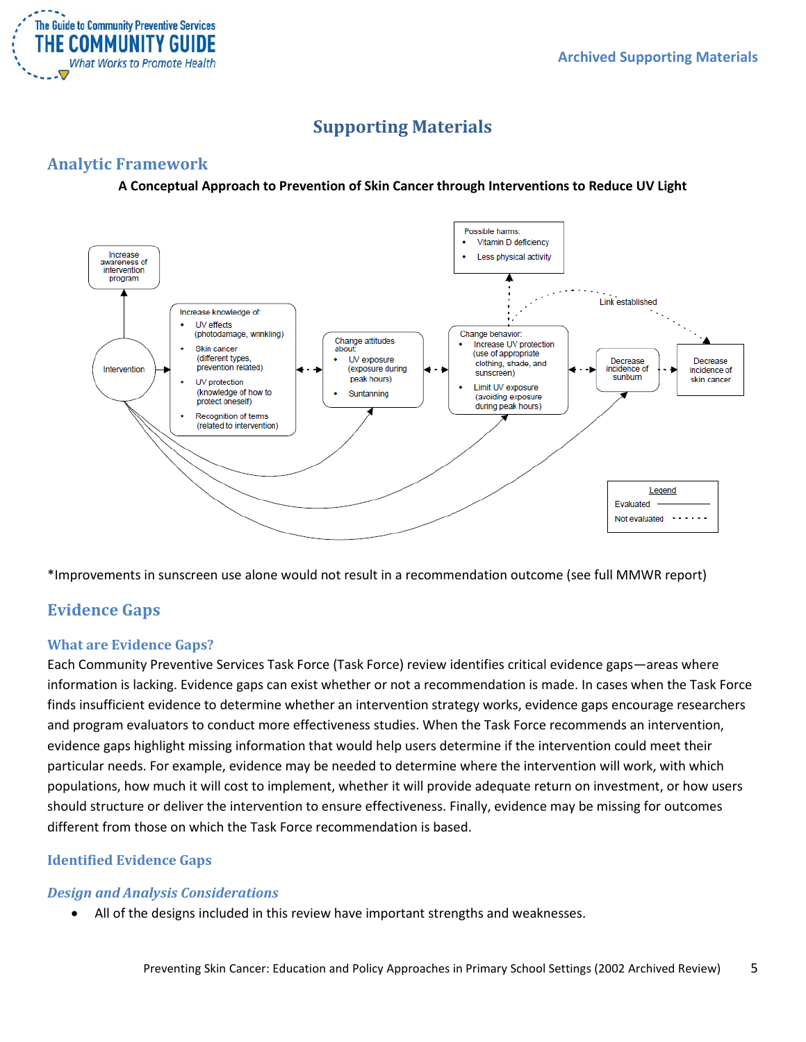# Supporting Materials

## Analytic Framework

**A Conceptual Approach to Prevention of Skin Cancer through Interventions to Reduce UV Light**

Increase awareness of intervention program

Intervention

Increase knowledge of:
- UV effects (photodamage, wrinkling)
- Skin cancer (different types, prevention related)
- UV protection (knowledge of how to protect oneself)
- Recognition of terms (related to intervention)

Change attitudes about:
- UV exposure (exposure during peak hours)
- Suntanning

Change behavior:
- Increase UV protection (use of appropriate clothing, shade, and sunscreen)
- Limit UV exposure (avoiding exposure during peak hours)

Possible harms:
- Vitamin D deficiency
- Less physical activity

Decrease incidence of sunburn

Decrease incidence of skin cancer

Link established

Legend
Evaluated
Not evaluated

*Improvements in sunscreen use alone would not result in a recommendation outcome (see full MMWR report)

## Evidence Gaps

### What are Evidence Gaps?

Each Community Preventive Services Task Force (Task Force) review identifies critical evidence gaps—areas where information is lacking. Evidence gaps can exist whether or not a recommendation is made. In cases when the Task Force finds insufficient evidence to determine whether an intervention strategy works, evidence gaps encourage researchers and program evaluators to conduct more effectiveness studies. When the Task Force recommends an intervention, evidence gaps highlight missing information that would help users determine if the intervention could meet their particular needs. For example, evidence may be needed to determine where the intervention will work, with which populations, how much it will cost to implement, whether it will provide adequate return on investment, or how users should structure or deliver the intervention to ensure effectiveness. Finally, evidence may be missing for outcomes different from those on which the Task Force recommendation is based.

### Identified Evidence Gaps

#### *Design and Analysis Considerations*

- All of the designs included in this review have important strengths and weaknesses.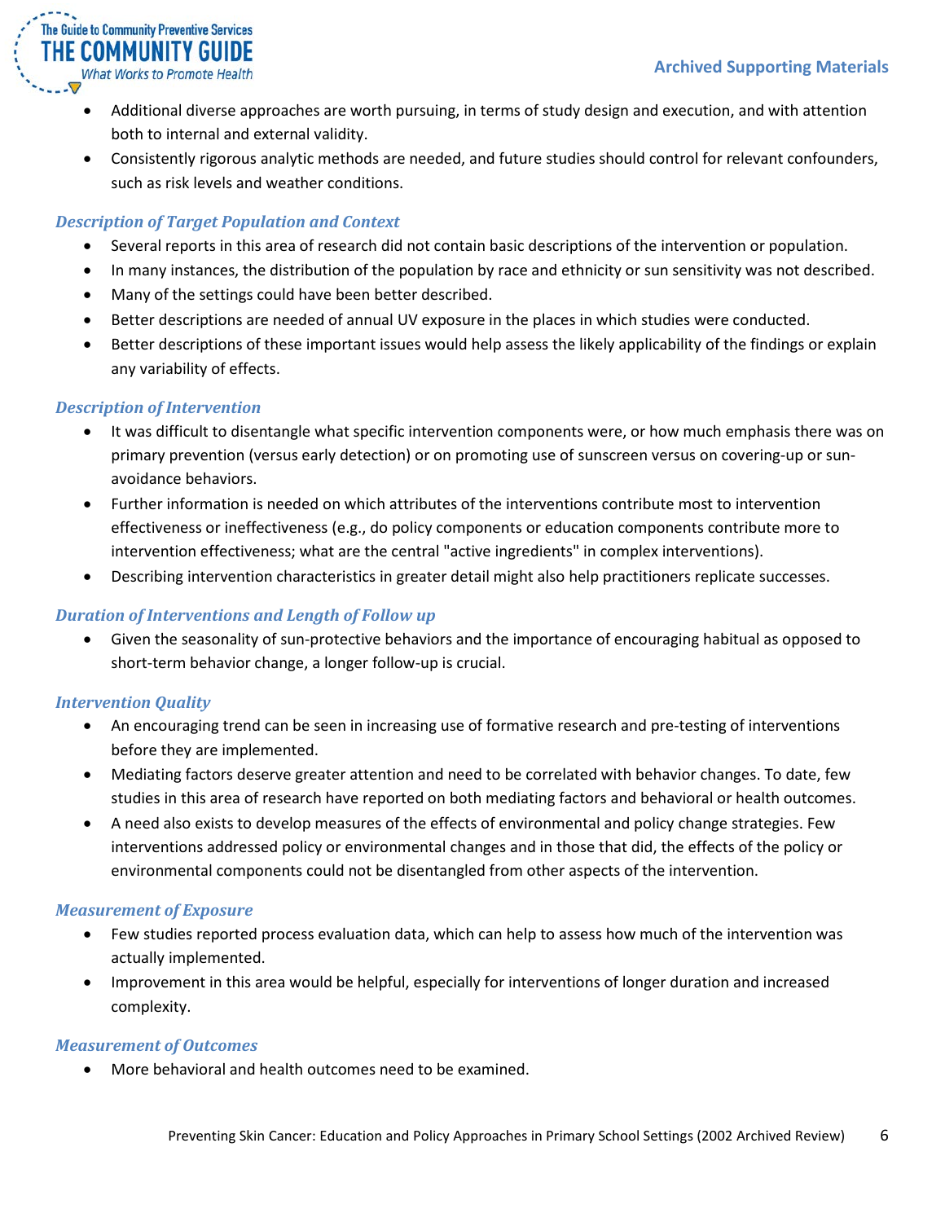- Additional diverse approaches are worth pursuing, in terms of study design and execution, and with attention both to internal and external validity.
- Consistently rigorous analytic methods are needed, and future studies should control for relevant confounders, such as risk levels and weather conditions.

### *Description of Target Population and Context*

- Several reports in this area of research did not contain basic descriptions of the intervention or population.
- In many instances, the distribution of the population by race and ethnicity or sun sensitivity was not described.
- Many of the settings could have been better described.
- Better descriptions are needed of annual UV exposure in the places in which studies were conducted.
- Better descriptions of these important issues would help assess the likely applicability of the findings or explain any variability of effects.

### *Description of Intervention*

- It was difficult to disentangle what specific intervention components were, or how much emphasis there was on primary prevention (versus early detection) or on promoting use of sunscreen versus on covering-up or sun-avoidance behaviors.
- Further information is needed on which attributes of the interventions contribute most to intervention effectiveness or ineffectiveness (e.g., do policy components or education components contribute more to intervention effectiveness; what are the central "active ingredients" in complex interventions).
- Describing intervention characteristics in greater detail might also help practitioners replicate successes.

### *Duration of Interventions and Length of Follow up*

- Given the seasonality of sun-protective behaviors and the importance of encouraging habitual as opposed to short-term behavior change, a longer follow-up is crucial.

### *Intervention Quality*

- An encouraging trend can be seen in increasing use of formative research and pre-testing of interventions before they are implemented.
- Mediating factors deserve greater attention and need to be correlated with behavior changes. To date, few studies in this area of research have reported on both mediating factors and behavioral or health outcomes.
- A need also exists to develop measures of the effects of environmental and policy change strategies. Few interventions addressed policy or environmental changes and in those that did, the effects of the policy or environmental components could not be disentangled from other aspects of the intervention.

### *Measurement of Exposure*

- Few studies reported process evaluation data, which can help to assess how much of the intervention was actually implemented.
- Improvement in this area would be helpful, especially for interventions of longer duration and increased complexity.

### *Measurement of Outcomes*

- More behavioral and health outcomes need to be examined.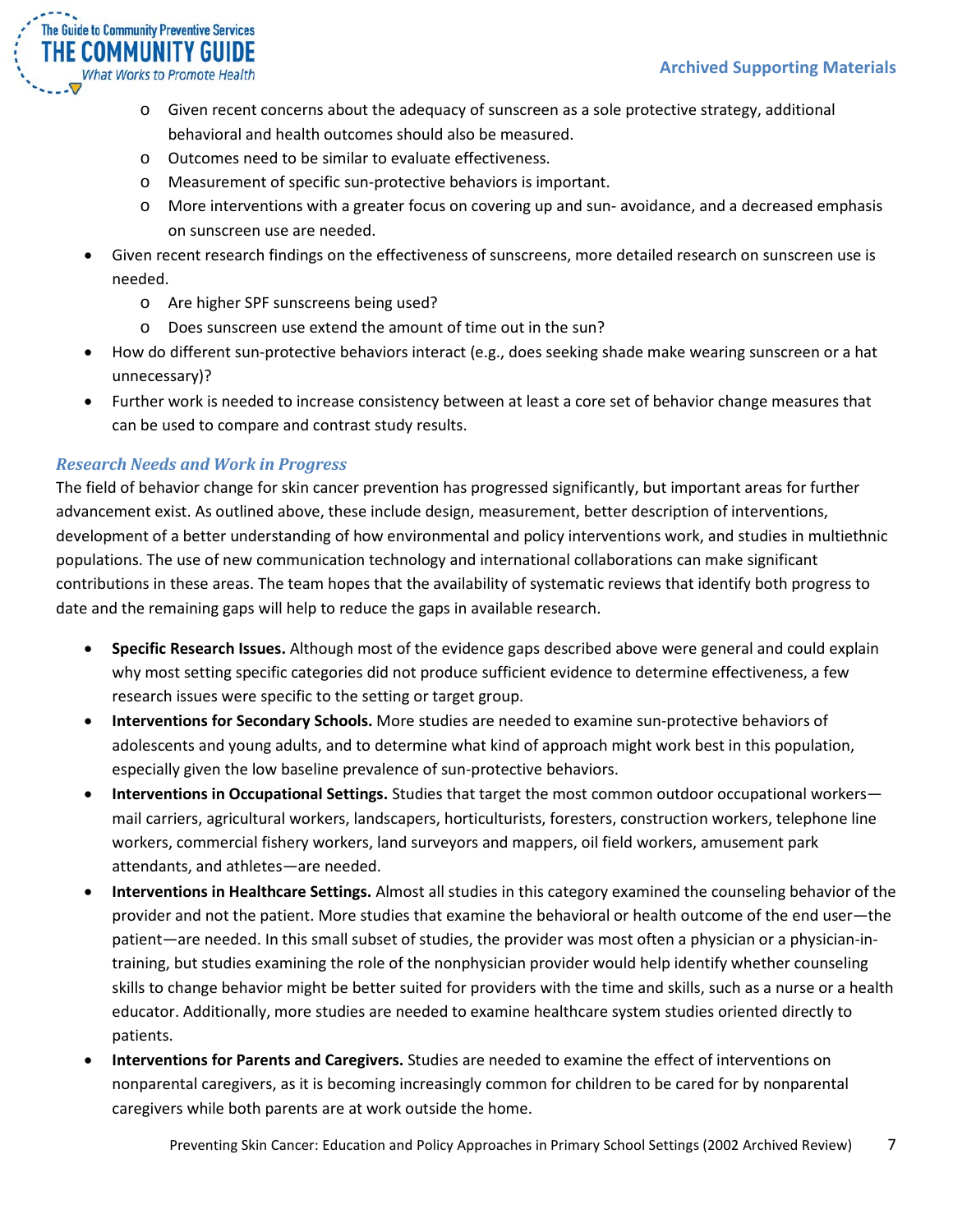- Given recent concerns about the adequacy of sunscreen as a sole protective strategy, additional behavioral and health outcomes should also be measured.
    - Outcomes need to be similar to evaluate effectiveness.
    - Measurement of specific sun-protective behaviors is important.
    - More interventions with a greater focus on covering up and sun- avoidance, and a decreased emphasis on sunscreen use are needed.
- Given recent research findings on the effectiveness of sunscreens, more detailed research on sunscreen use is needed.
    - Are higher SPF sunscreens being used?
    - Does sunscreen use extend the amount of time out in the sun?
- How do different sun-protective behaviors interact (e.g., does seeking shade make wearing sunscreen or a hat unnecessary)?
- Further work is needed to increase consistency between at least a core set of behavior change measures that can be used to compare and contrast study results.

### *Research Needs and Work in Progress*

The field of behavior change for skin cancer prevention has progressed significantly, but important areas for further advancement exist. As outlined above, these include design, measurement, better description of interventions, development of a better understanding of how environmental and policy interventions work, and studies in multiethnic populations. The use of new communication technology and international collaborations can make significant contributions in these areas. The team hopes that the availability of systematic reviews that identify both progress to date and the remaining gaps will help to reduce the gaps in available research.

- **Specific Research Issues.** Although most of the evidence gaps described above were general and could explain why most setting specific categories did not produce sufficient evidence to determine effectiveness, a few research issues were specific to the setting or target group.
- **Interventions for Secondary Schools.** More studies are needed to examine sun-protective behaviors of adolescents and young adults, and to determine what kind of approach might work best in this population, especially given the low baseline prevalence of sun-protective behaviors.
- **Interventions in Occupational Settings.** Studies that target the most common outdoor occupational workers—mail carriers, agricultural workers, landscapers, horticulturists, foresters, construction workers, telephone line workers, commercial fishery workers, land surveyors and mappers, oil field workers, amusement park attendants, and athletes—are needed.
- **Interventions in Healthcare Settings.** Almost all studies in this category examined the counseling behavior of the provider and not the patient. More studies that examine the behavioral or health outcome of the end user—the patient—are needed. In this small subset of studies, the provider was most often a physician or a physician-in-training, but studies examining the role of the nonphysician provider would help identify whether counseling skills to change behavior might be better suited for providers with the time and skills, such as a nurse or a health educator. Additionally, more studies are needed to examine healthcare system studies oriented directly to patients.
- **Interventions for Parents and Caregivers.** Studies are needed to examine the effect of interventions on nonparental caregivers, as it is becoming increasingly common for children to be cared for by nonparental caregivers while both parents are at work outside the home.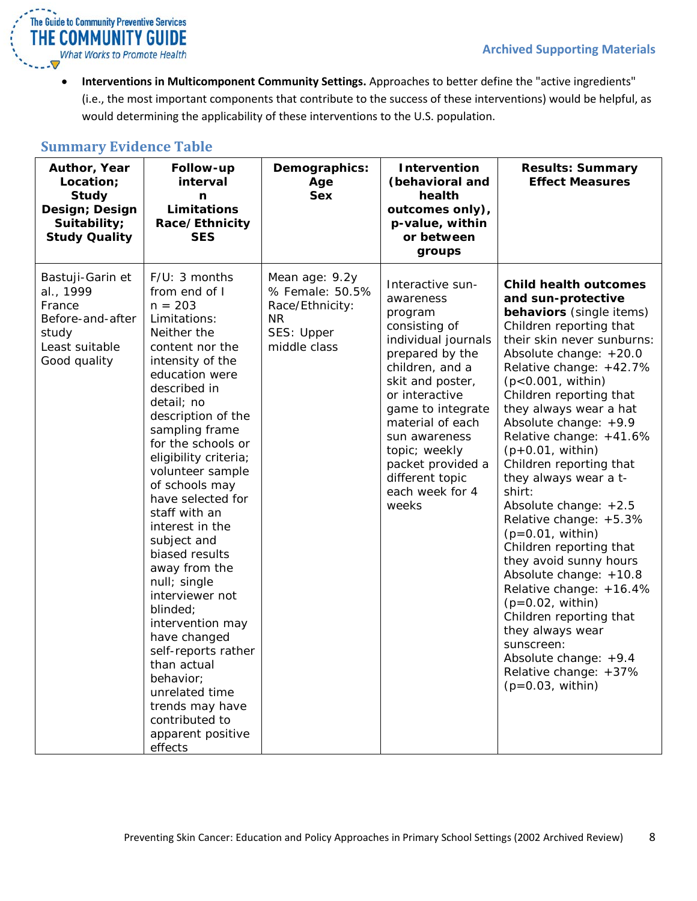- **Interventions in Multicomponent Community Settings.** Approaches to better define the "active ingredients" (i.e., the most important components that contribute to the success of these interventions) would be helpful, as would determining the applicability of these interventions to the U.S. population.

## Summary Evidence Table

| Author, Year Location; Study Design; Design Suitability; Study Quality | Follow-up interval n Limitations Race/Ethnicity SES | Demographics: Age Sex | Intervention (behavioral and health outcomes only), p-value, within or between groups | Results: Summary Effect Measures |
|---|---|---|---|---|
| Bastuji-Garin et al., 1999<br>France<br>Before-and-after study<br>Least suitable<br>Good quality | F/U: 3 months from end of I<br>n = 203<br>Limitations: Neither the content nor the intensity of the education were described in detail; no description of the sampling frame for the schools or eligibility criteria; volunteer sample of schools may have selected for staff with an interest in the subject and biased results away from the null; single interviewer not blinded; intervention may have changed self-reports rather than actual behavior; unrelated time trends may have contributed to apparent positive effects | Mean age: 9.2y<br>% Female: 50.5%<br>Race/Ethnicity: NR<br>SES: Upper middle class | Interactive sun-awareness program consisting of individual journals prepared by the children, and a skit and poster, or interactive game to integrate material of each sun awareness topic; weekly packet provided a different topic each week for 4 weeks | **Child health outcomes and sun-protective behaviors** (single items)<br>Children reporting that their skin never sunburns:<br>Absolute change: +20.0<br>Relative change: +42.7%<br>($p<0.001$, within)<br>Children reporting that they always wear a hat<br>Absolute change: +9.9<br>Relative change: +41.6%<br>(p+0.01, within)<br>Children reporting that they always wear a t-shirt:<br>Absolute change: +2.5<br>Relative change: +5.3%<br>($p=0.01$, within)<br>Children reporting that they avoid sunny hours<br>Absolute change: +10.8<br>Relative change: +16.4%<br>($p=0.02$, within)<br>Children reporting that they always wear sunscreen:<br>Absolute change: +9.4<br>Relative change: +37%<br>($p=0.03$, within) |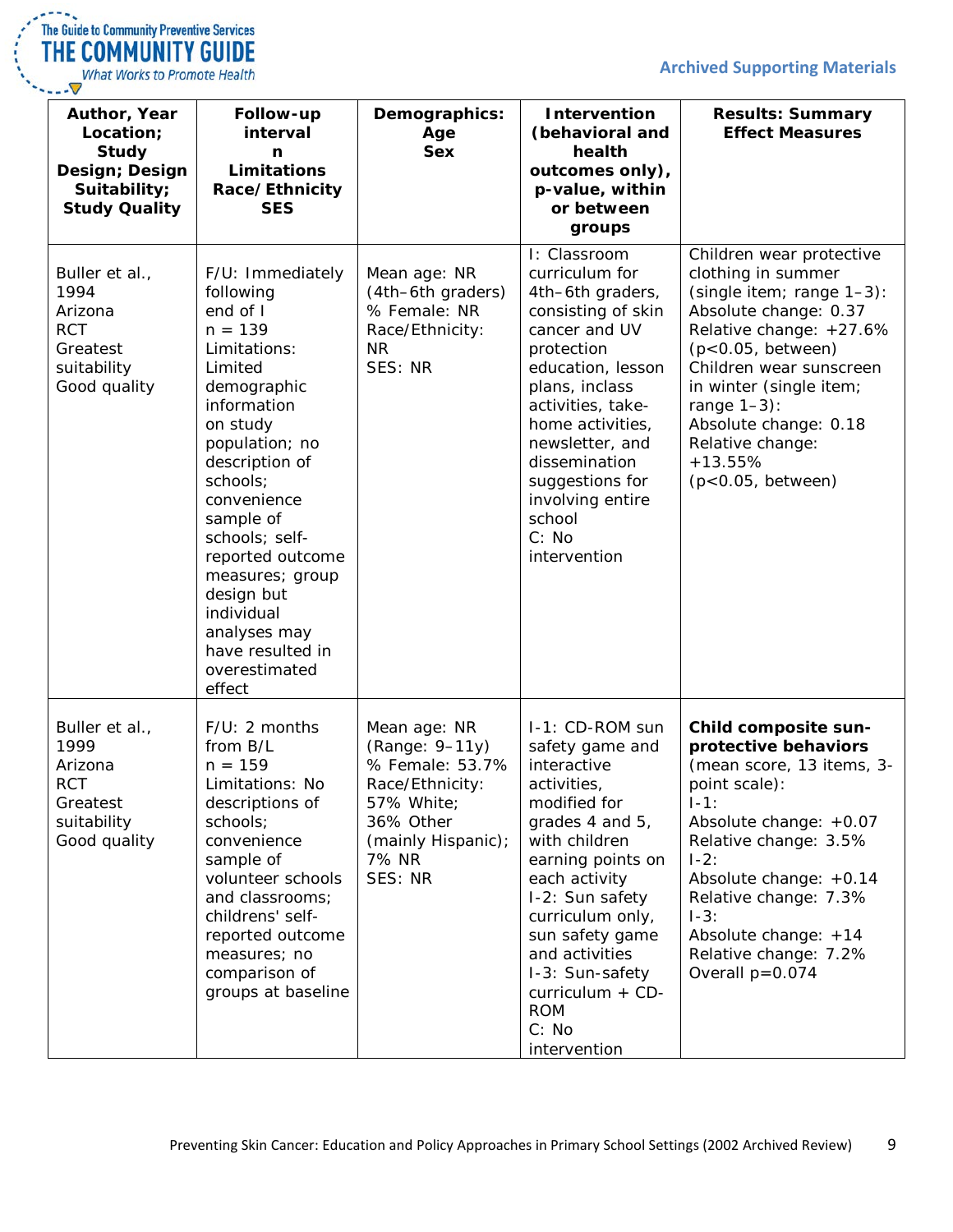| Author, Year Location; Study Design; Design Suitability; Study Quality | Follow-up interval n Limitations Race/Ethnicity SES | Demographics: Age Sex | Intervention (behavioral and health outcomes only), p-value, within or between groups | Results: Summary Effect Measures |
|---|---|---|---|---|
| Buller et al., 1994 Arizona RCT Greatest suitability Good quality | F/U: Immediately following end of I n = 139 Limitations: Limited demographic information on study population; no description of schools; convenience sample of schools; self-reported outcome measures; group design but individual analyses may have resulted in overestimated effect | Mean age: NR (4th–6th graders) % Female: NR Race/Ethnicity: NR SES: NR | I: Classroom curriculum for 4th–6th graders, consisting of skin cancer and UV protection education, lesson plans, inclass activities, take-home activities, newsletter, and dissemination suggestions for involving entire school C: No intervention | Children wear protective clothing in summer (single item; range 1–3): Absolute change: 0.37 Relative change: +27.6% ($p<0.05$, between) Children wear sunscreen in winter (single item; range 1–3): Absolute change: 0.18 Relative change: +13.55% ($p<0.05$, between) |
| Buller et al., 1999 Arizona RCT Greatest suitability Good quality | F/U: 2 months from B/L n = 159 Limitations: No descriptions of schools; convenience sample of volunteer schools and classrooms; childrens' self-reported outcome measures; no comparison of groups at baseline | Mean age: NR (Range: 9–11y) % Female: 53.7% Race/Ethnicity: 57% White; 36% Other (mainly Hispanic); 7% NR SES: NR | I-1: CD-ROM sun safety game and interactive activities, modified for grades 4 and 5, with children earning points on each activity I-2: Sun safety curriculum only, sun safety game and activities I-3: Sun-safety curriculum + CD-ROM C: No intervention | **Child composite sun-protective behaviors** (mean score, 13 items, 3-point scale): I-1: Absolute change: +0.07 Relative change: 3.5% I-2: Absolute change: +0.14 Relative change: 7.3% I-3: Absolute change: +14 Relative change: 7.2% Overall $p=0.074$ |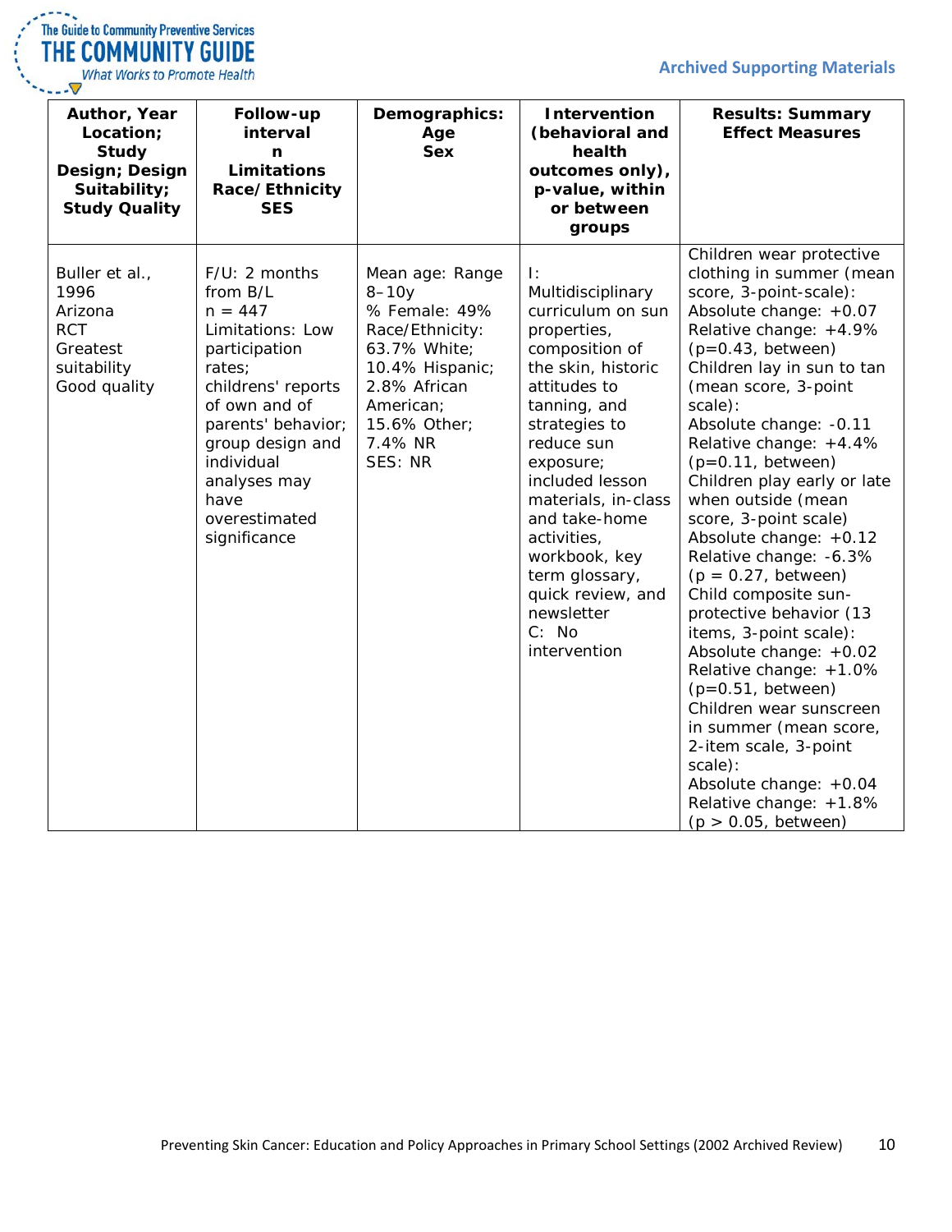| Author, Year Location; Study Design; Design Suitability; Study Quality | Follow-up interval n Limitations Race/Ethnicity SES | Demographics: Age Sex | Intervention (behavioral and health outcomes only), p-value, within or between groups | Results: Summary Effect Measures |
|---|---|---|---|---|
| Buller et al., 1996<br>Arizona<br>RCT<br>Greatest suitability<br>Good quality | F/U: 2 months from B/L<br>n = 447<br>Limitations: Low participation rates; childrens' reports of own and of parents' behavior; group design and individual analyses may have overestimated significance | Mean age: Range 8–10y<br>% Female: 49%<br>Race/Ethnicity: 63.7% White; 10.4% Hispanic; 2.8% African American; 15.6% Other; 7.4% NR<br>SES: NR | I: Multidisciplinary curriculum on sun properties, composition of the skin, historic attitudes to tanning, and strategies to reduce sun exposure; included lesson materials, in-class and take-home activities, workbook, key term glossary, quick review, and newsletter<br>C: No intervention | Children wear protective clothing in summer (mean score, 3-point-scale):<br>Absolute change: +0.07<br>Relative change: +4.9%<br>(p=0.43, between)<br>Children lay in sun to tan (mean score, 3-point scale):<br>Absolute change: -0.11<br>Relative change: +4.4%<br>(p=0.11, between)<br>Children play early or late when outside (mean score, 3-point scale)<br>Absolute change: +0.12<br>Relative change: -6.3%<br>(p = 0.27, between)<br>Child composite sun-protective behavior (13 items, 3-point scale):<br>Absolute change: +0.02<br>Relative change: +1.0%<br>(p=0.51, between)<br>Children wear sunscreen in summer (mean score, 2-item scale, 3-point scale):<br>Absolute change: +0.04<br>Relative change: +1.8%<br>(p > 0.05, between) |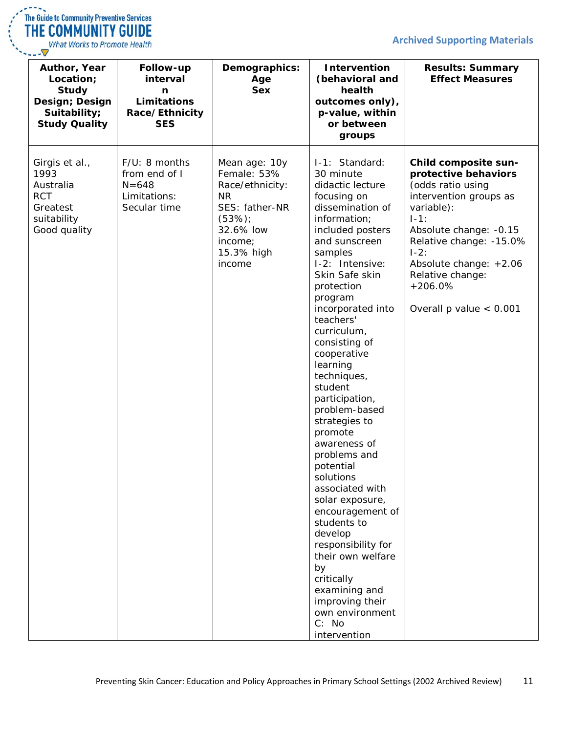| Author, Year Location; Study Design; Design Suitability; Study Quality | Follow-up interval n Limitations Race/Ethnicity SES | Demographics: Age Sex | Intervention (behavioral and health outcomes only), p-value, within or between groups | Results: Summary Effect Measures |
|---|---|---|---|---|
| Girgis et al., 1993 Australia RCT Greatest suitability Good quality | F/U: 8 months from end of I N=648 Limitations: Secular time | Mean age: 10y Female: 53% Race/ethnicity: NR SES: father-NR (53%); 32.6% low income; 15.3% high income | I-1: Standard: 30 minute didactic lecture focusing on dissemination of information; included posters and sunscreen samples I-2: Intensive: Skin Safe skin protection program incorporated into teachers' curriculum, consisting of cooperative learning techniques, student participation, problem-based strategies to promote awareness of problems and potential solutions associated with solar exposure, encouragement of students to develop responsibility for their own welfare by critically examining and improving their own environment C: No intervention | **Child composite sun-protective behaviors** (odds ratio using intervention groups as variable): I-1: Absolute change: -0.15 Relative change: -15.0% I-2: Absolute change: +2.06 Relative change: +206.0% Overall p value < 0.001 |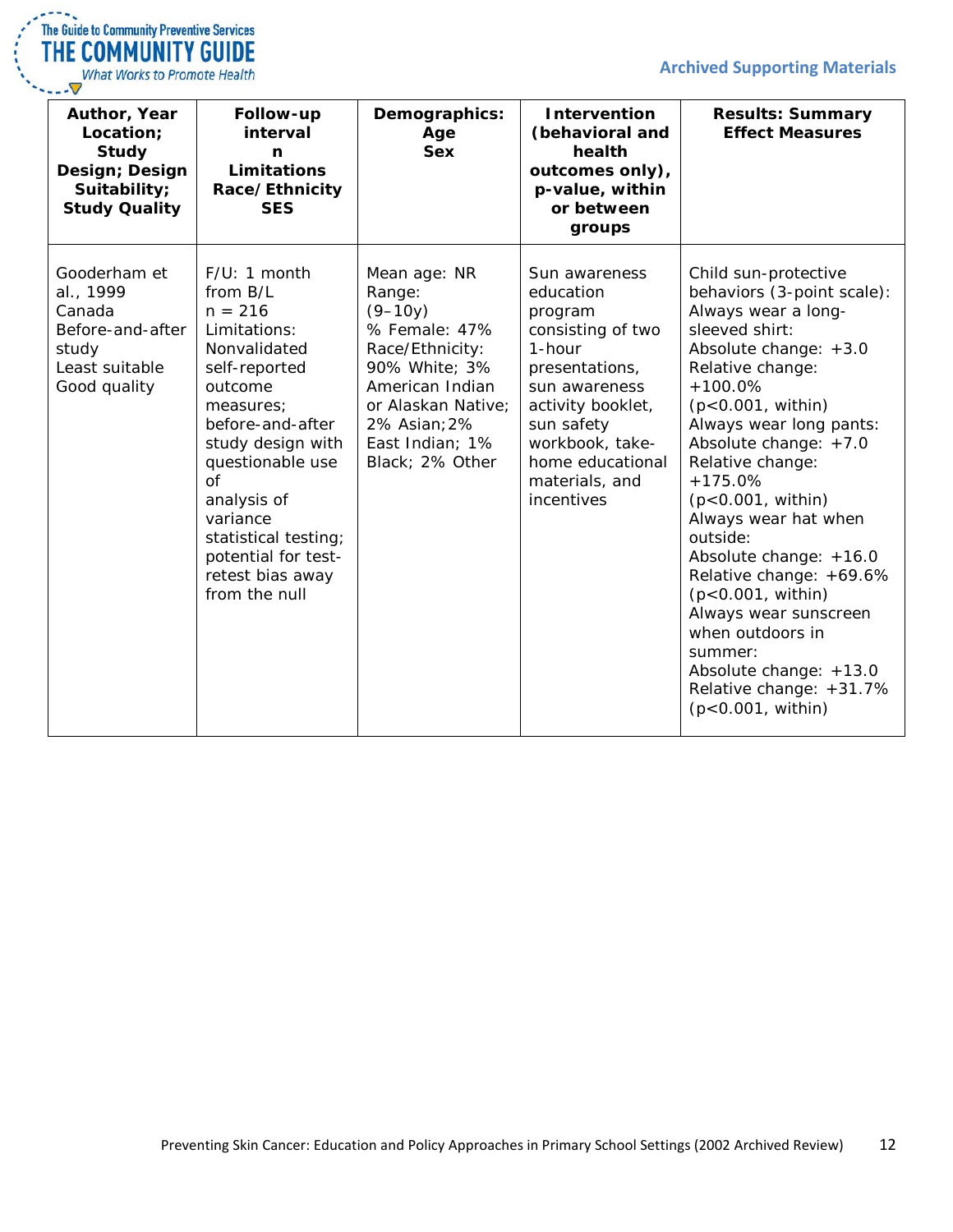| Author, Year Location; Study Design; Design Suitability; Study Quality | Follow-up interval n Limitations Race/Ethnicity SES | Demographics: Age Sex | Intervention (behavioral and health outcomes only), p-value, within or between groups | Results: Summary Effect Measures |
|---|---|---|---|---|
| Gooderham et al., 1999<br>Canada<br>Before-and-after study<br>Least suitable<br>Good quality | F/U: 1 month from B/L<br>n = 216<br>Limitations: Nonvalidated self-reported outcome measures; before-and-after study design with questionable use of analysis of variance statistical testing; potential for test-retest bias away from the null | Mean age: NR<br>Range: (9–10y)<br>% Female: 47%<br>Race/Ethnicity: 90% White; 3% American Indian or Alaskan Native; 2% Asian; 2% East Indian; 1% Black; 2% Other | Sun awareness education program consisting of two 1-hour presentations, sun awareness activity booklet, sun safety workbook, take-home educational materials, and incentives | Child sun-protective behaviors (3-point scale):<br>Always wear a long-sleeved shirt:<br>Absolute change: +3.0<br>Relative change: +100.0%<br>($p<0.001$, within)<br>Always wear long pants:<br>Absolute change: +7.0<br>Relative change: +175.0%<br>($p<0.001$, within)<br>Always wear hat when outside:<br>Absolute change: +16.0<br>Relative change: +69.6%<br>($p<0.001$, within)<br>Always wear sunscreen when outdoors in summer:<br>Absolute change: +13.0<br>Relative change: +31.7%<br>($p<0.001$, within) |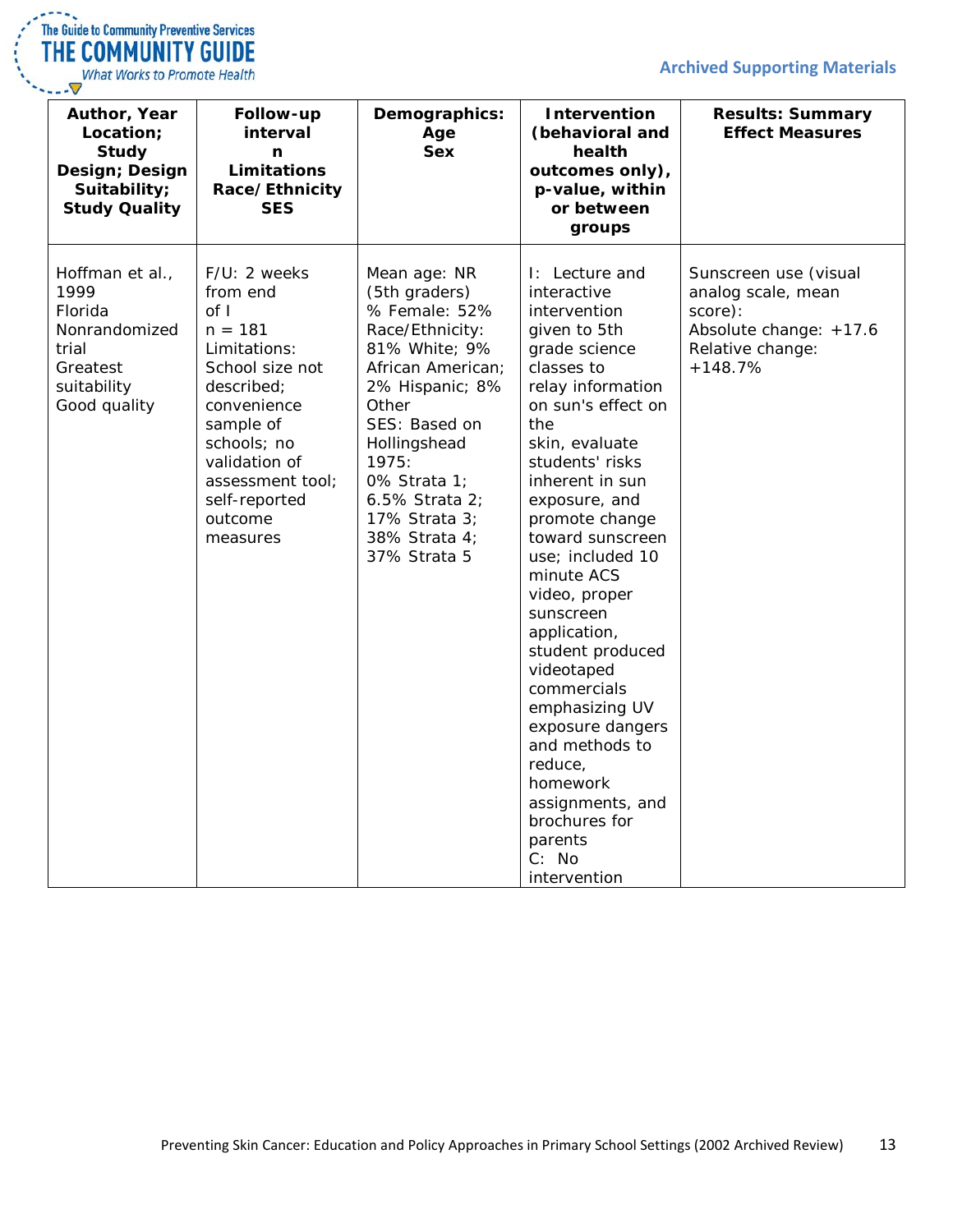| Author, Year Location; Study Design; Design Suitability; Study Quality | Follow-up interval n Limitations Race/Ethnicity SES | Demographics: Age Sex | Intervention (behavioral and health outcomes only), p-value, within or between groups | Results: Summary Effect Measures |
|---|---|---|---|---|
| Hoffman et al., 1999 Florida Nonrandomized trial Greatest suitability Good quality | F/U: 2 weeks from end of I n = 181 Limitations: School size not described; convenience sample of schools; no validation of assessment tool; self-reported outcome measures | Mean age: NR (5th graders) % Female: 52% Race/Ethnicity: 81% White; 9% African American; 2% Hispanic; 8% Other SES: Based on Hollingshead 1975: 0% Strata 1; 6.5% Strata 2; 17% Strata 3; 38% Strata 4; 37% Strata 5 | I: Lecture and interactive intervention given to 5th grade science classes to relay information on sun's effect on the skin, evaluate students' risks inherent in sun exposure, and promote change toward sunscreen use; included 10 minute ACS video, proper sunscreen application, student produced videotaped commercials emphasizing UV exposure dangers and methods to reduce, homework assignments, and brochures for parents C: No intervention | Sunscreen use (visual analog scale, mean score): Absolute change: +17.6 Relative change: +148.7% |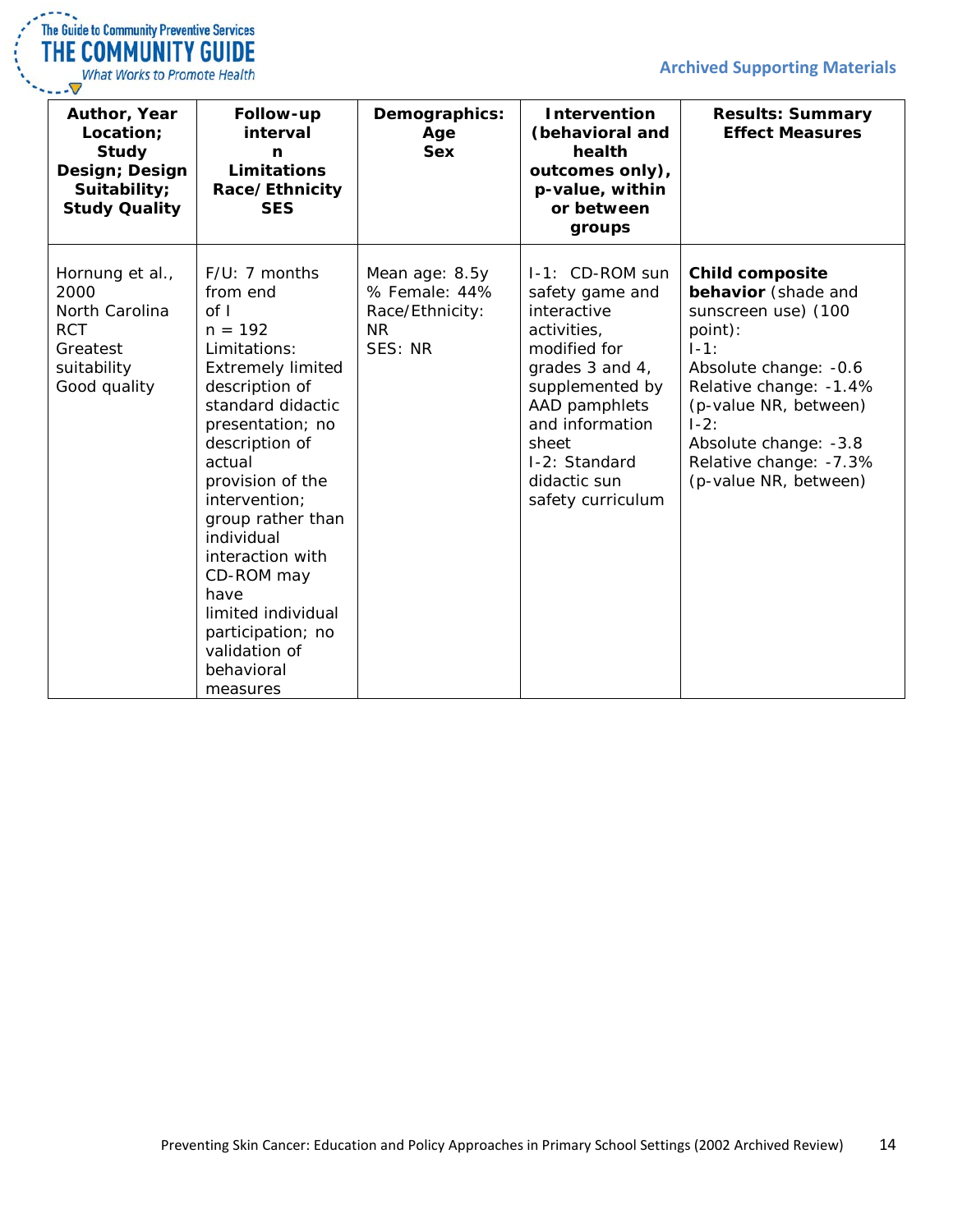| Author, Year Location; Study Design; Design Suitability; Study Quality | Follow-up interval n Limitations Race/Ethnicity SES | Demographics: Age Sex | Intervention (behavioral and health outcomes only), p-value, within or between groups | Results: Summary Effect Measures |
|---|---|---|---|---|
| Hornung et al., 2000<br>North Carolina<br>RCT<br>Greatest suitability<br>Good quality | F/U: 7 months from end of I<br>n = 192<br>Limitations: Extremely limited description of standard didactic presentation; no description of actual provision of the intervention; group rather than individual interaction with CD-ROM may have limited individual participation; no validation of behavioral measures | Mean age: 8.5y<br>% Female: 44%<br>Race/Ethnicity: NR<br>SES: NR | I-1: CD-ROM sun safety game and interactive activities, modified for grades 3 and 4, supplemented by AAD pamphlets and information sheet<br>I-2: Standard didactic sun safety curriculum | **Child composite behavior** (shade and sunscreen use) (100 point):<br>I-1:<br>Absolute change: -0.6<br>Relative change: -1.4%<br>(p-value NR, between)<br>I-2:<br>Absolute change: -3.8<br>Relative change: -7.3%<br>(p-value NR, between) |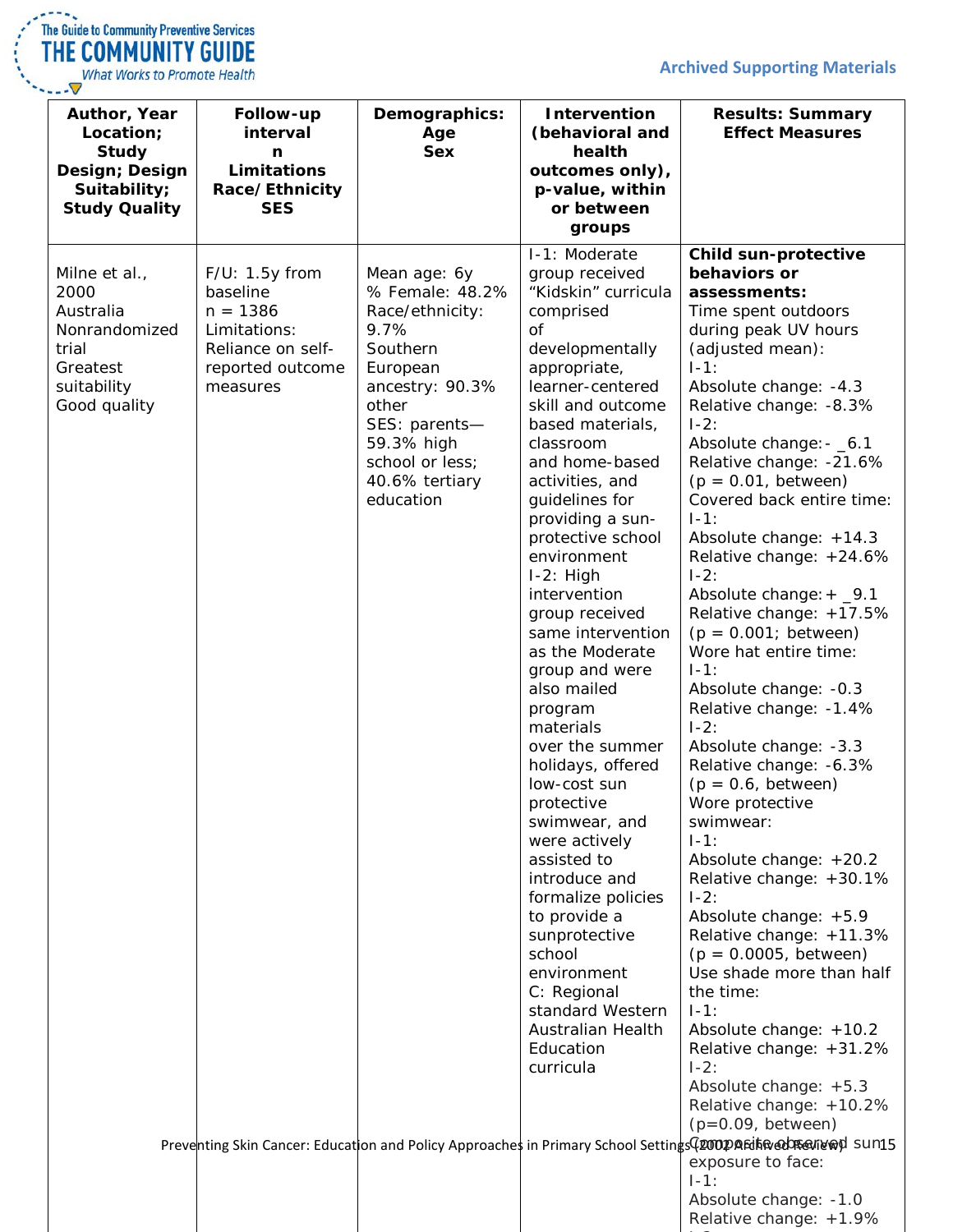| Author, Year Location; Study Design; Design Suitability; Study Quality | Follow-up interval n Limitations Race/Ethnicity SES | Demographics: Age Sex | Intervention (behavioral and health outcomes only), p-value, within or between groups | Results: Summary Effect Measures |
|---|---|---|---|---|
| Milne et al., 2000 Australia Nonrandomized trial Greatest suitability Good quality | F/U: 1.5y from baseline n = 1386 Limitations: Reliance on self-reported outcome measures | Mean age: 6y % Female: 48.2% Race/ethnicity: 9.7% Southern European ancestry: 90.3% other SES: parents—59.3% high school or less; 40.6% tertiary education | I-1: Moderate group received "Kidskin" curricula comprised of developmentally appropriate, learner-centered skill and outcome based materials, classroom and home-based activities, and guidelines for providing a sun-protective school environment I-2: High intervention group received same intervention as the Moderate group and were also mailed program materials over the summer holidays, offered low-cost sun protective swimwear, and were actively assisted to introduce and formalize policies to provide a sunprotective school environment C: Regional standard Western Australian Health Education curricula | **Child sun-protective behaviors or assessments:** Time spent outdoors during peak UV hours (adjusted mean): I-1: Absolute change: -4.3 Relative change: -8.3% I-2: Absolute change: - _6.1 Relative change: -21.6% (p = 0.01, between) Covered back entire time: I-1: Absolute change: +14.3 Relative change: +24.6% I-2: Absolute change: + _9.1 Relative change: +17.5% (p = 0.001; between) Wore hat entire time: I-1: Absolute change: -0.3 Relative change: -1.4% I-2: Absolute change: -3.3 Relative change: -6.3% (p = 0.6, between) Wore protective swimwear: I-1: Absolute change: +20.2 Relative change: +30.1% I-2: Absolute change: +5.9 Relative change: +11.3% (p = 0.0005, between) Use shade more than half the time: I-1: Absolute change: +10.2 Relative change: +31.2% I-2: Absolute change: +5.3 Relative change: +10.2% (p=0.09, between) Composite observed sun exposure to face: I-1: Absolute change: -1.0 Relative change: +1.9% |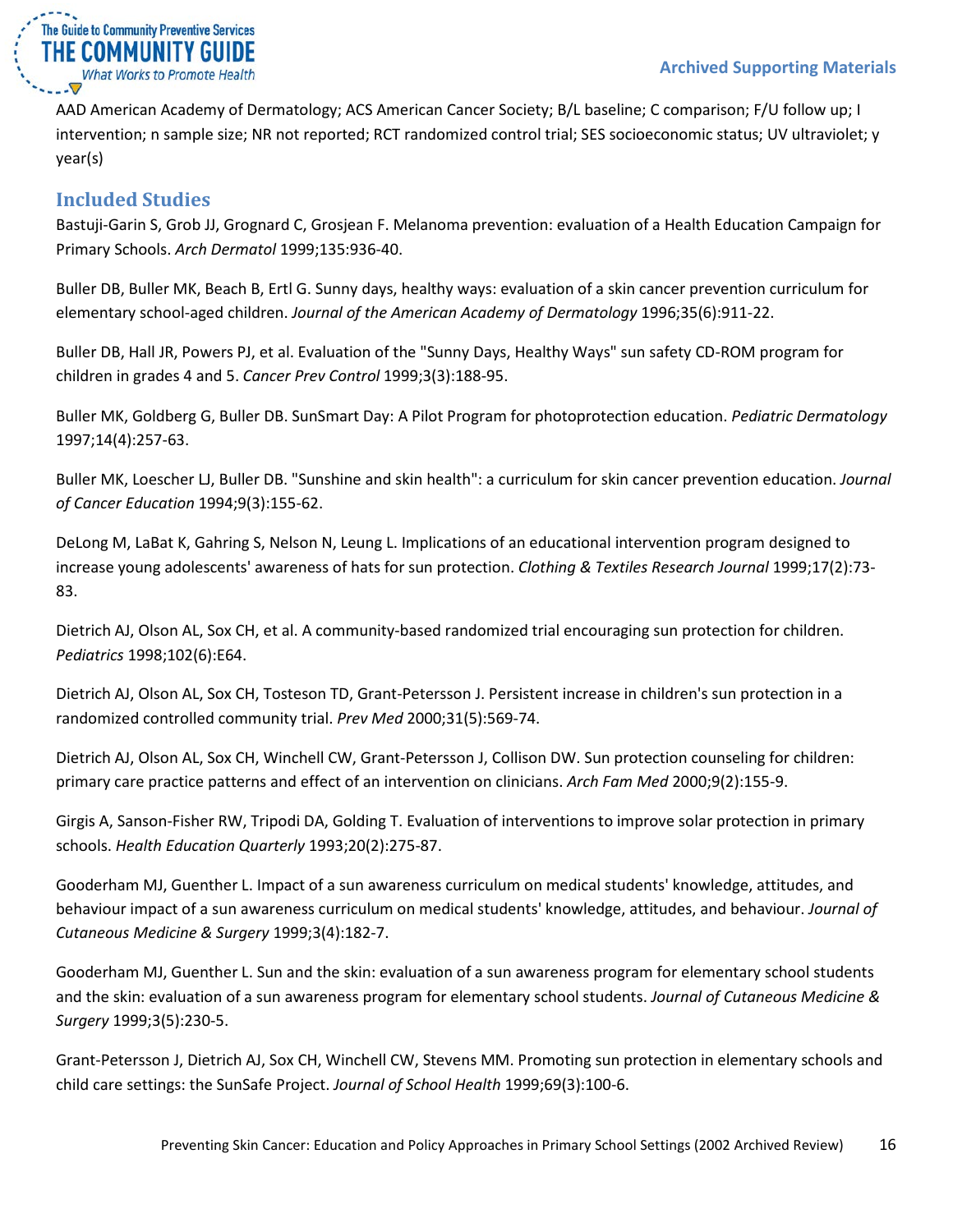AAD American Academy of Dermatology; ACS American Cancer Society; B/L baseline; C comparison; F/U follow up; I intervention; n sample size; NR not reported; RCT randomized control trial; SES socioeconomic status; UV ultraviolet; y year(s)

## Included Studies

Bastuji-Garin S, Grob JJ, Grognard C, Grosjean F. Melanoma prevention: evaluation of a Health Education Campaign for Primary Schools. *Arch Dermatol* 1999;135:936-40.

Buller DB, Buller MK, Beach B, Ertl G. Sunny days, healthy ways: evaluation of a skin cancer prevention curriculum for elementary school-aged children. *Journal of the American Academy of Dermatology* 1996;35(6):911-22.

Buller DB, Hall JR, Powers PJ, et al. Evaluation of the "Sunny Days, Healthy Ways" sun safety CD-ROM program for children in grades 4 and 5. *Cancer Prev Control* 1999;3(3):188-95.

Buller MK, Goldberg G, Buller DB. SunSmart Day: A Pilot Program for photoprotection education. *Pediatric Dermatology* 1997;14(4):257-63.

Buller MK, Loescher LJ, Buller DB. "Sunshine and skin health": a curriculum for skin cancer prevention education. *Journal of Cancer Education* 1994;9(3):155-62.

DeLong M, LaBat K, Gahring S, Nelson N, Leung L. Implications of an educational intervention program designed to increase young adolescents' awareness of hats for sun protection. *Clothing & Textiles Research Journal* 1999;17(2):73-83.

Dietrich AJ, Olson AL, Sox CH, et al. A community-based randomized trial encouraging sun protection for children. *Pediatrics* 1998;102(6):E64.

Dietrich AJ, Olson AL, Sox CH, Tosteson TD, Grant-Petersson J. Persistent increase in children's sun protection in a randomized controlled community trial. *Prev Med* 2000;31(5):569-74.

Dietrich AJ, Olson AL, Sox CH, Winchell CW, Grant-Petersson J, Collison DW. Sun protection counseling for children: primary care practice patterns and effect of an intervention on clinicians. *Arch Fam Med* 2000;9(2):155-9.

Girgis A, Sanson-Fisher RW, Tripodi DA, Golding T. Evaluation of interventions to improve solar protection in primary schools. *Health Education Quarterly* 1993;20(2):275-87.

Gooderham MJ, Guenther L. Impact of a sun awareness curriculum on medical students' knowledge, attitudes, and behaviour impact of a sun awareness curriculum on medical students' knowledge, attitudes, and behaviour. *Journal of Cutaneous Medicine & Surgery* 1999;3(4):182-7.

Gooderham MJ, Guenther L. Sun and the skin: evaluation of a sun awareness program for elementary school students and the skin: evaluation of a sun awareness program for elementary school students. *Journal of Cutaneous Medicine & Surgery* 1999;3(5):230-5.

Grant-Petersson J, Dietrich AJ, Sox CH, Winchell CW, Stevens MM. Promoting sun protection in elementary schools and child care settings: the SunSafe Project. *Journal of School Health* 1999;69(3):100-6.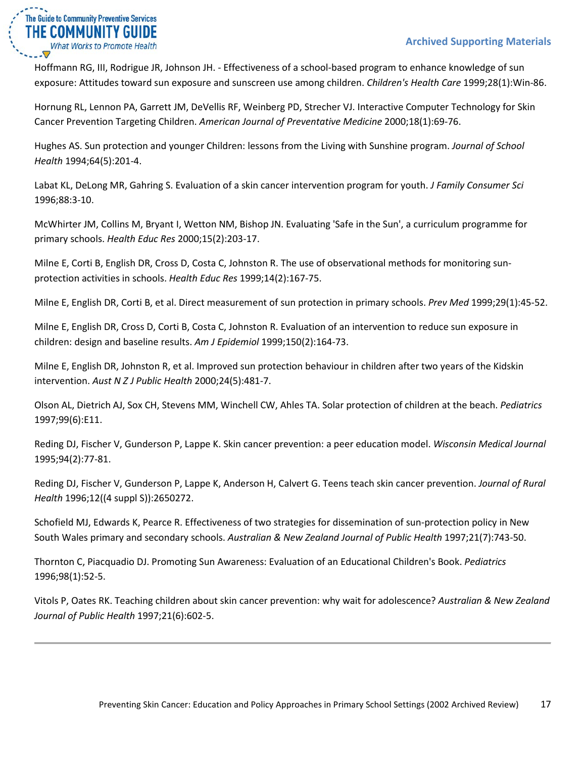Hoffmann RG, III, Rodrigue JR, Johnson JH. - Effectiveness of a school-based program to enhance knowledge of sun exposure: Attitudes toward sun exposure and sunscreen use among children. *Children's Health Care* 1999;28(1):Win-86.

Hornung RL, Lennon PA, Garrett JM, DeVellis RF, Weinberg PD, Strecher VJ. Interactive Computer Technology for Skin Cancer Prevention Targeting Children. *American Journal of Preventative Medicine* 2000;18(1):69-76.

Hughes AS. Sun protection and younger Children: lessons from the Living with Sunshine program. *Journal of School Health* 1994;64(5):201-4.

Labat KL, DeLong MR, Gahring S. Evaluation of a skin cancer intervention program for youth. *J Family Consumer Sci* 1996;88:3-10.

McWhirter JM, Collins M, Bryant I, Wetton NM, Bishop JN. Evaluating 'Safe in the Sun', a curriculum programme for primary schools. *Health Educ Res* 2000;15(2):203-17.

Milne E, Corti B, English DR, Cross D, Costa C, Johnston R. The use of observational methods for monitoring sun-protection activities in schools. *Health Educ Res* 1999;14(2):167-75.

Milne E, English DR, Corti B, et al. Direct measurement of sun protection in primary schools. *Prev Med* 1999;29(1):45-52.

Milne E, English DR, Cross D, Corti B, Costa C, Johnston R. Evaluation of an intervention to reduce sun exposure in children: design and baseline results. *Am J Epidemiol* 1999;150(2):164-73.

Milne E, English DR, Johnston R, et al. Improved sun protection behaviour in children after two years of the Kidskin intervention. *Aust N Z J Public Health* 2000;24(5):481-7.

Olson AL, Dietrich AJ, Sox CH, Stevens MM, Winchell CW, Ahles TA. Solar protection of children at the beach. *Pediatrics* 1997;99(6):E11.

Reding DJ, Fischer V, Gunderson P, Lappe K. Skin cancer prevention: a peer education model. *Wisconsin Medical Journal* 1995;94(2):77-81.

Reding DJ, Fischer V, Gunderson P, Lappe K, Anderson H, Calvert G. Teens teach skin cancer prevention. *Journal of Rural Health* 1996;12((4 suppl S)):2650272.

Schofield MJ, Edwards K, Pearce R. Effectiveness of two strategies for dissemination of sun-protection policy in New South Wales primary and secondary schools. *Australian & New Zealand Journal of Public Health* 1997;21(7):743-50.

Thornton C, Piacquadio DJ. Promoting Sun Awareness: Evaluation of an Educational Children's Book. *Pediatrics* 1996;98(1):52-5.

Vitols P, Oates RK. Teaching children about skin cancer prevention: why wait for adolescence? *Australian & New Zealand Journal of Public Health* 1997;21(6):602-5.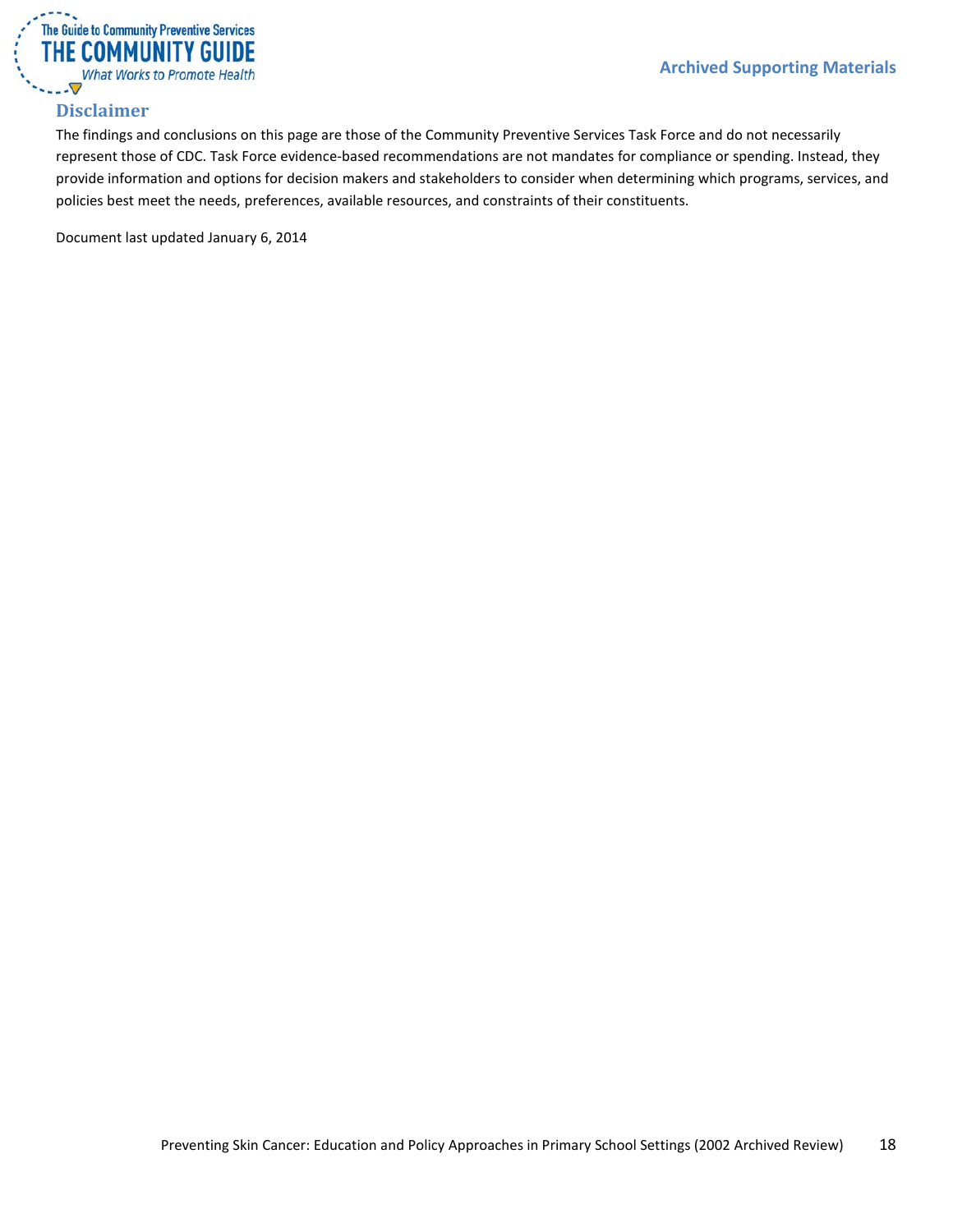## Disclaimer

The findings and conclusions on this page are those of the Community Preventive Services Task Force and do not necessarily represent those of CDC. Task Force evidence-based recommendations are not mandates for compliance or spending. Instead, they provide information and options for decision makers and stakeholders to consider when determining which programs, services, and policies best meet the needs, preferences, available resources, and constraints of their constituents.

Document last updated January 6, 2014